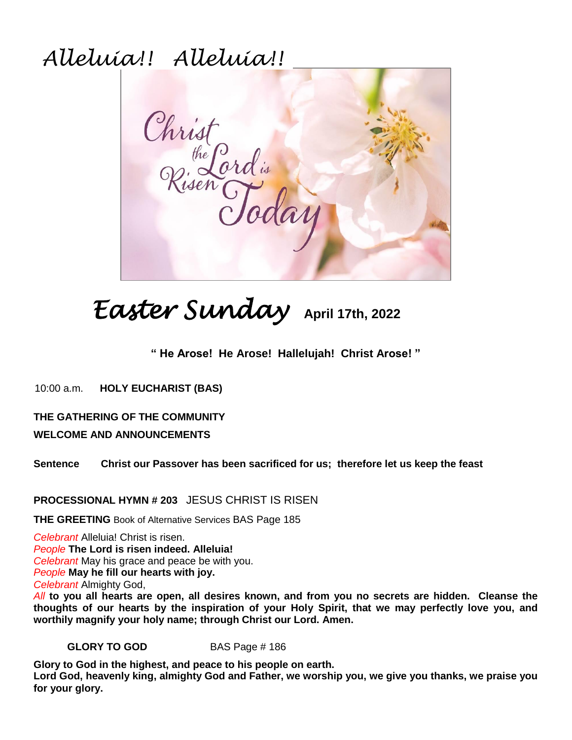# *Alleluia!! Alleluia!!*

Christ the Lord is Risen Today

## *Easter Sunday* April 17th, 2022

**" He Arose! He Arose! Hallelujah! Christ Arose! "**

10:00 a.m. **HOLY EUCHARIST (BAS)**

**THE GATHERING OF THE COMMUNITY**

**WELCOME AND ANNOUNCEMENTS**

**Sentence** **Christ our Passover has been sacrificed for us; therefore let us keep the feast**

**PROCESSIONAL HYMN # 203** JESUS CHRIST IS RISEN

**THE GREETING** Book of Alternative Services BAS Page 185

*Celebrant* Alleluia! Christ is risen.
*People* **The Lord is risen indeed. Alleluia!**
*Celebrant* May his grace and peace be with you.
*People* **May he fill our hearts with joy.**
*Celebrant* Almighty God,
*All* **to you all hearts are open, all desires known, and from you no secrets are hidden. Cleanse the thoughts of our hearts by the inspiration of your Holy Spirit, that we may perfectly love you, and worthily magnify your holy name; through Christ our Lord. Amen.**

**GLORY TO GOD** BAS Page # 186

**Glory to God in the highest, and peace to his people on earth.**
**Lord God, heavenly king, almighty God and Father, we worship you, we give you thanks, we praise you for your glory.**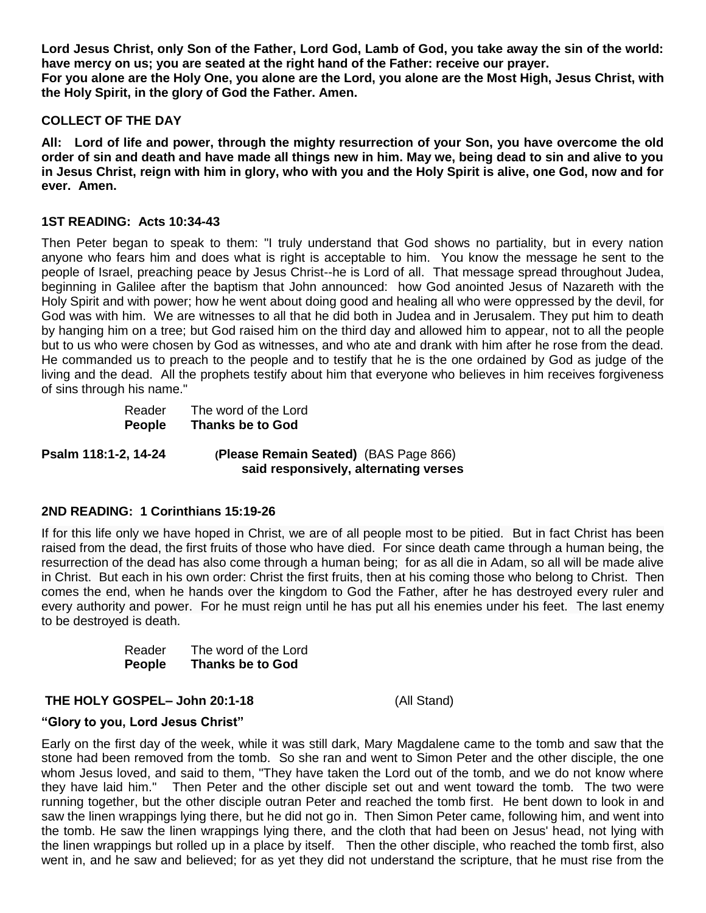**Lord Jesus Christ, only Son of the Father, Lord God, Lamb of God, you take away the sin of the world: have mercy on us; you are seated at the right hand of the Father: receive our prayer.**
**For you alone are the Holy One, you alone are the Lord, you alone are the Most High, Jesus Christ, with the Holy Spirit, in the glory of God the Father. Amen.**

## COLLECT OF THE DAY

**All: Lord of life and power, through the mighty resurrection of your Son, you have overcome the old order of sin and death and have made all things new in him. May we, being dead to sin and alive to you in Jesus Christ, reign with him in glory, who with you and the Holy Spirit is alive, one God, now and for ever. Amen.**

## 1ST READING: Acts 10:34-43

Then Peter began to speak to them: "I truly understand that God shows no partiality, but in every nation anyone who fears him and does what is right is acceptable to him. You know the message he sent to the people of Israel, preaching peace by Jesus Christ--he is Lord of all. That message spread throughout Judea, beginning in Galilee after the baptism that John announced: how God anointed Jesus of Nazareth with the Holy Spirit and with power; how he went about doing good and healing all who were oppressed by the devil, for God was with him. We are witnesses to all that he did both in Judea and in Jerusalem. They put him to death by hanging him on a tree; but God raised him on the third day and allowed him to appear, not to all the people but to us who were chosen by God as witnesses, and who ate and drank with him after he rose from the dead. He commanded us to preach to the people and to testify that he is the one ordained by God as judge of the living and the dead. All the prophets testify about him that everyone who believes in him receives forgiveness of sins through his name."

Reader The word of the Lord
**People Thanks be to God**

**Psalm 118:1-2, 14-24** **(Please Remain Seated)** (BAS Page 866)
**said responsively, alternating verses**

## 2ND READING: 1 Corinthians 15:19-26

If for this life only we have hoped in Christ, we are of all people most to be pitied. But in fact Christ has been raised from the dead, the first fruits of those who have died. For since death came through a human being, the resurrection of the dead has also come through a human being; for as all die in Adam, so all will be made alive in Christ. But each in his own order: Christ the first fruits, then at his coming those who belong to Christ. Then comes the end, when he hands over the kingdom to God the Father, after he has destroyed every ruler and every authority and power. For he must reign until he has put all his enemies under his feet. The last enemy to be destroyed is death.

Reader The word of the Lord
**People Thanks be to God**

## THE HOLY GOSPEL– John 20:1-18 (All Stand)

**"Glory to you, Lord Jesus Christ"**

Early on the first day of the week, while it was still dark, Mary Magdalene came to the tomb and saw that the stone had been removed from the tomb. So she ran and went to Simon Peter and the other disciple, the one whom Jesus loved, and said to them, "They have taken the Lord out of the tomb, and we do not know where they have laid him." Then Peter and the other disciple set out and went toward the tomb. The two were running together, but the other disciple outran Peter and reached the tomb first. He bent down to look in and saw the linen wrappings lying there, but he did not go in. Then Simon Peter came, following him, and went into the tomb. He saw the linen wrappings lying there, and the cloth that had been on Jesus' head, not lying with the linen wrappings but rolled up in a place by itself. Then the other disciple, who reached the tomb first, also went in, and he saw and believed; for as yet they did not understand the scripture, that he must rise from the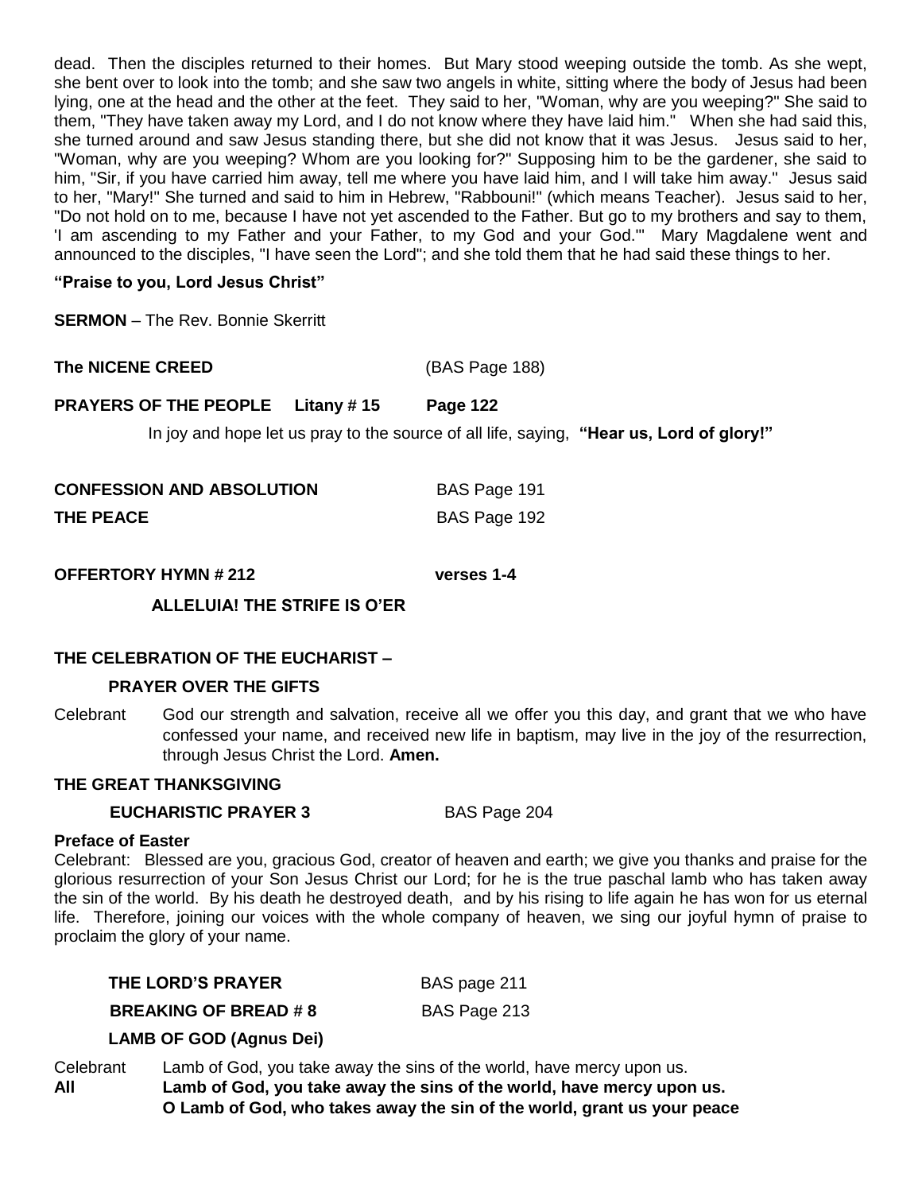dead. Then the disciples returned to their homes. But Mary stood weeping outside the tomb. As she wept, she bent over to look into the tomb; and she saw two angels in white, sitting where the body of Jesus had been lying, one at the head and the other at the feet. They said to her, "Woman, why are you weeping?" She said to them, "They have taken away my Lord, and I do not know where they have laid him." When she had said this, she turned around and saw Jesus standing there, but she did not know that it was Jesus. Jesus said to her, "Woman, why are you weeping? Whom are you looking for?" Supposing him to be the gardener, she said to him, "Sir, if you have carried him away, tell me where you have laid him, and I will take him away." Jesus said to her, "Mary!" She turned and said to him in Hebrew, "Rabbouni!" (which means Teacher). Jesus said to her, "Do not hold on to me, because I have not yet ascended to the Father. But go to my brothers and say to them, 'I am ascending to my Father and your Father, to my God and your God.'" Mary Magdalene went and announced to the disciples, "I have seen the Lord"; and she told them that he had said these things to her.

**"Praise to you, Lord Jesus Christ"**

**SERMON** – The Rev. Bonnie Skerritt

**The NICENE CREED** (BAS Page 188)

**PRAYERS OF THE PEOPLE Litany # 15 Page 122**

In joy and hope let us pray to the source of all life, saying, **"Hear us, Lord of glory!"**

**CONFESSION AND ABSOLUTION** BAS Page 191

**THE PEACE** BAS Page 192

**OFFERTORY HYMN # 212 verses 1-4**

**ALLELUIA! THE STRIFE IS O'ER**

**THE CELEBRATION OF THE EUCHARIST –**

**PRAYER OVER THE GIFTS**

Celebrant God our strength and salvation, receive all we offer you this day, and grant that we who have confessed your name, and received new life in baptism, may live in the joy of the resurrection, through Jesus Christ the Lord. **Amen.**

**THE GREAT THANKSGIVING**

**EUCHARISTIC PRAYER 3** BAS Page 204

**Preface of Easter**

Celebrant: Blessed are you, gracious God, creator of heaven and earth; we give you thanks and praise for the glorious resurrection of your Son Jesus Christ our Lord; for he is the true paschal lamb who has taken away the sin of the world. By his death he destroyed death, and by his rising to life again he has won for us eternal life. Therefore, joining our voices with the whole company of heaven, we sing our joyful hymn of praise to proclaim the glory of your name.

**THE LORD'S PRAYER** BAS page 211

**BREAKING OF BREAD # 8** BAS Page 213

**LAMB OF GOD (Agnus Dei)**

Celebrant Lamb of God, you take away the sins of the world, have mercy upon us.

**All Lamb of God, you take away the sins of the world, have mercy upon us.**
**O Lamb of God, who takes away the sin of the world, grant us your peace**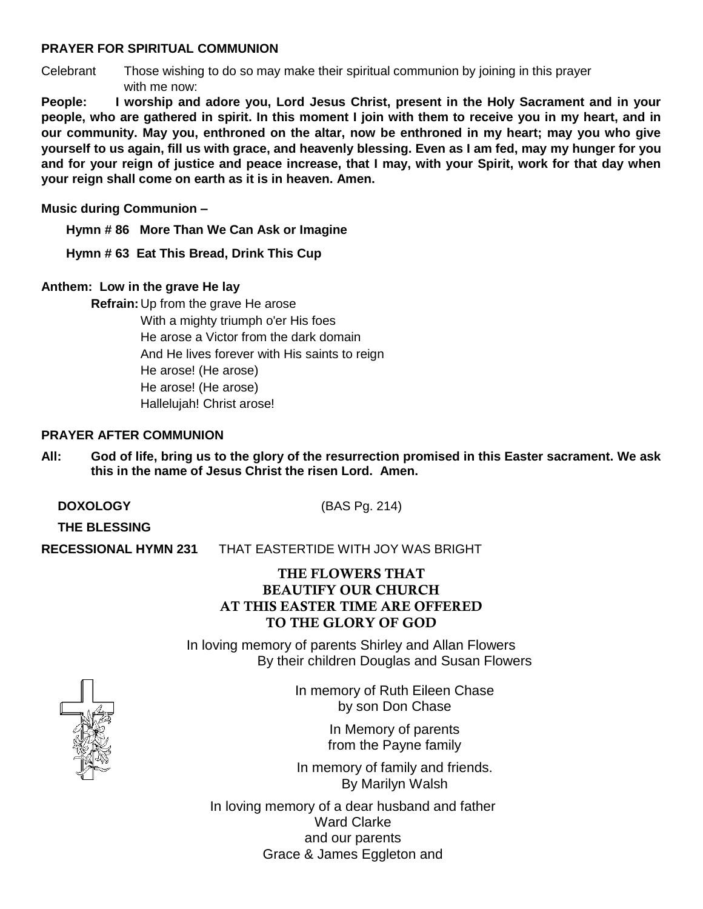**PRAYER FOR SPIRITUAL COMMUNION**

Celebrant Those wishing to do so may make their spiritual communion by joining in this prayer with me now:

**People: I worship and adore you, Lord Jesus Christ, present in the Holy Sacrament and in your people, who are gathered in spirit. In this moment I join with them to receive you in my heart, and in our community. May you, enthroned on the altar, now be enthroned in my heart; may you who give yourself to us again, fill us with grace, and heavenly blessing. Even as I am fed, may my hunger for you and for your reign of justice and peace increase, that I may, with your Spirit, work for that day when your reign shall come on earth as it is in heaven. Amen.**

**Music during Communion –**

**Hymn # 86 More Than We Can Ask or Imagine**

**Hymn # 63 Eat This Bread, Drink This Cup**

**Anthem: Low in the grave He lay**

**Refrain:** Up from the grave He arose
With a mighty triumph o'er His foes
He arose a Victor from the dark domain
And He lives forever with His saints to reign
He arose! (He arose)
He arose! (He arose)
Hallelujah! Christ arose!

**PRAYER AFTER COMMUNION**

**All: God of life, bring us to the glory of the resurrection promised in this Easter sacrament. We ask this in the name of Jesus Christ the risen Lord. Amen.**

**DOXOLOGY** (BAS Pg. 214)

**THE BLESSING**

**RECESSIONAL HYMN 231** THAT EASTERTIDE WITH JOY WAS BRIGHT

**THE FLOWERS THAT BEAUTIFY OUR CHURCH AT THIS EASTER TIME ARE OFFERED TO THE GLORY OF GOD**

In loving memory of parents Shirley and Allan Flowers
By their children Douglas and Susan Flowers

In memory of Ruth Eileen Chase
by son Don Chase

In Memory of parents
from the Payne family

In memory of family and friends.
By Marilyn Walsh

In loving memory of a dear husband and father
Ward Clarke
and our parents
Grace & James Eggleton and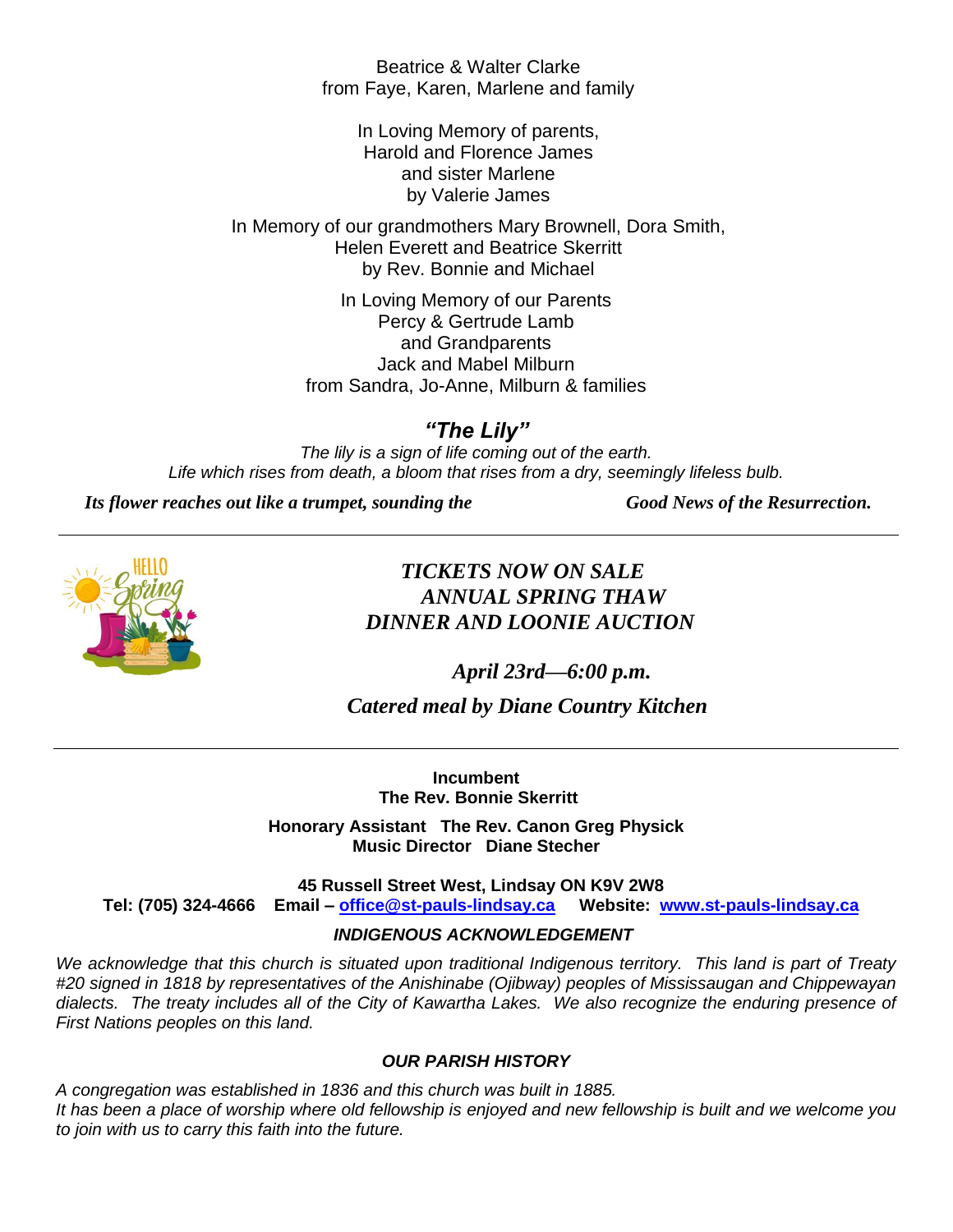Beatrice & Walter Clarke
from Faye, Karen, Marlene and family

In Loving Memory of parents,
Harold and Florence James
and sister Marlene
by Valerie James

In Memory of our grandmothers Mary Brownell, Dora Smith,
Helen Everett and Beatrice Skerritt
by Rev. Bonnie and Michael

In Loving Memory of our Parents
Percy & Gertrude Lamb
and Grandparents
Jack and Mabel Milburn
from Sandra, Jo-Anne, Milburn & families

## *"The Lily"*

*The lily is a sign of life coming out of the earth.*
*Life which rises from death, a bloom that rises from a dry, seemingly lifeless bulb.*

***Its flower reaches out like a trumpet, sounding the Good News of the Resurrection.***

---

***TICKETS NOW ON SALE***
***ANNUAL SPRING THAW***
***DINNER AND LOONIE AUCTION***

***April 23rd—6:00 p.m.***

***Catered meal by Diane Country Kitchen***

---

**Incumbent**
**The Rev. Bonnie Skerritt**

**Honorary Assistant The Rev. Canon Greg Physick**
**Music Director Diane Stecher**

**45 Russell Street West, Lindsay ON K9V 2W8**
**Tel: (705) 324-4666 Email – office@st-pauls-lindsay.ca Website: www.st-pauls-lindsay.ca**

### *INDIGENOUS ACKNOWLEDGEMENT*

*We acknowledge that this church is situated upon traditional Indigenous territory. This land is part of Treaty #20 signed in 1818 by representatives of the Anishinabe (Ojibway) peoples of Mississaugan and Chippewayan dialects. The treaty includes all of the City of Kawartha Lakes. We also recognize the enduring presence of First Nations peoples on this land.*

### *OUR PARISH HISTORY*

*A congregation was established in 1836 and this church was built in 1885.*
*It has been a place of worship where old fellowship is enjoyed and new fellowship is built and we welcome you to join with us to carry this faith into the future.*